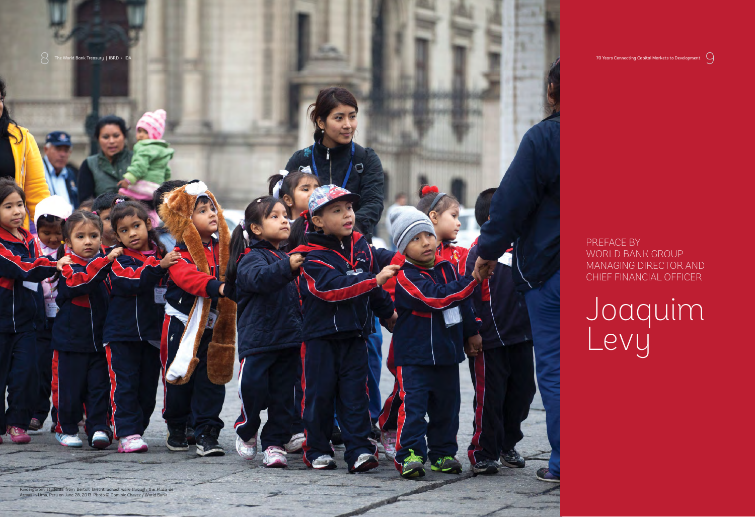# PREFACE BY WORLD BANK GROUP MANAGING DIRECTOR AND CHIEF FINANCIAL OFFICER

# Joaquim Levy

Kindergarten students from Bertolt Brecht School walk through the Plaza de Armas in Lima, Peru on June 28, 2013. Photo © Dominic Chavez / World Bank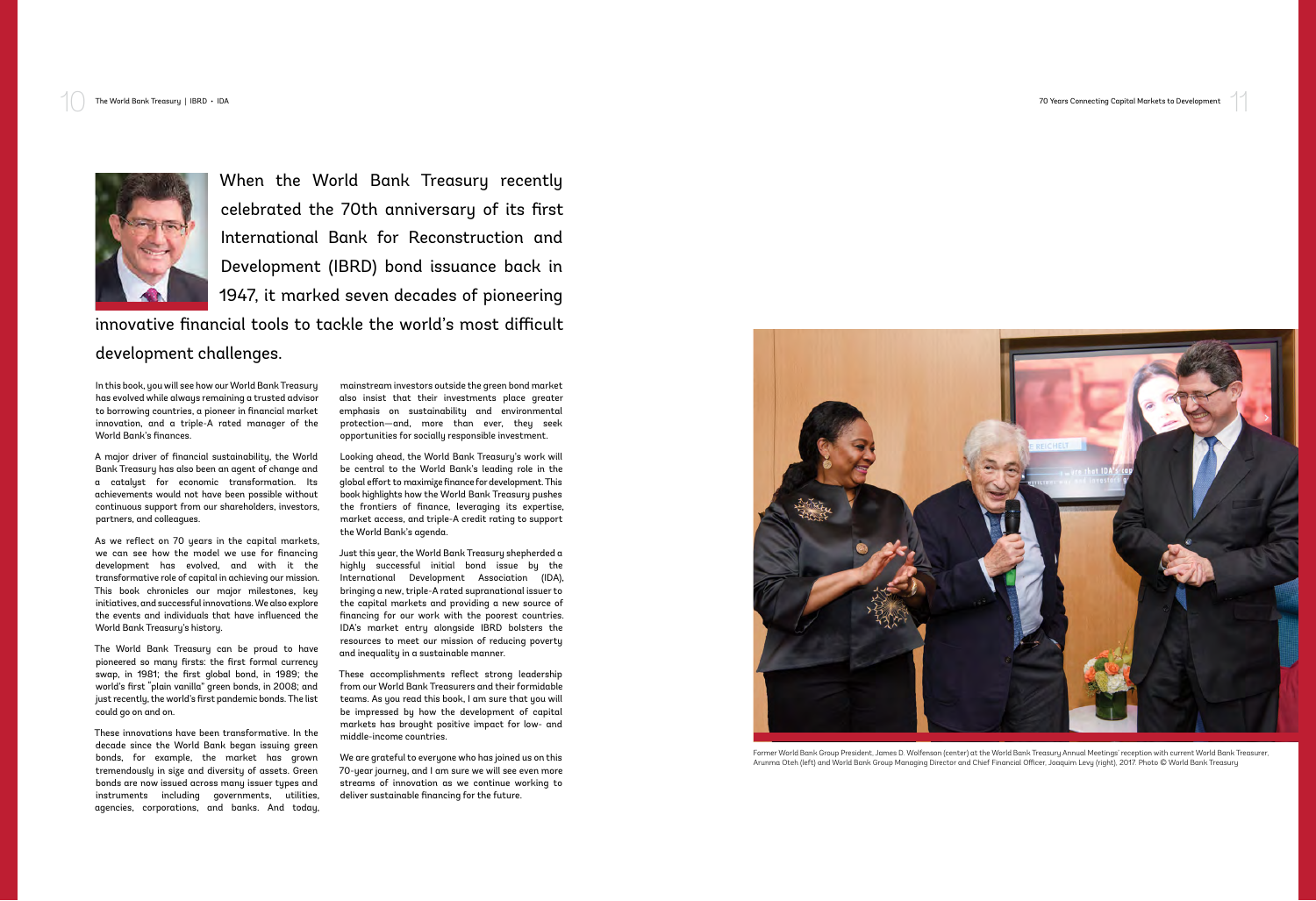When the World Bank Treasury recently celebrated the 70th anniversary of its first International Bank for Reconstruction and Development (IBRD) bond issuance back in 1947, it marked seven decades of pioneering innovative financial tools to tackle the world's most difficult development challenges.

In this book, you will see how our World Bank Treasury has evolved while always remaining a trusted advisor to borrowing countries, a pioneer in financial market innovation, and a triple-A rated manager of the World Bank's finances.

A major driver of financial sustainability, the World Bank Treasury has also been an agent of change and a catalyst for economic transformation. Its achievements would not have been possible without continuous support from our shareholders, investors, partners, and colleagues.

As we reflect on 70 years in the capital markets, we can see how the model we use for financing development has evolved, and with it the transformative role of capital in achieving our mission. This book chronicles our major milestones, key initiatives, and successful innovations. We also explore the events and individuals that have influenced the World Bank Treasury's history.

The World Bank Treasury can be proud to have pioneered so many firsts: the first formal currency swap, in 1981; the first global bond, in 1989; the world's first "plain vanilla" green bonds, in 2008; and just recently, the world's first pandemic bonds. The list could go on and on.

These innovations have been transformative. In the decade since the World Bank began issuing green bonds, for example, the market has grown tremendously in size and diversity of assets. Green bonds are now issued across many issuer types and instruments including governments, utilities, agencies, corporations, and banks. And today, mainstream investors outside the green bond market also insist that their investments place greater emphasis on sustainability and environmental protection—and, more than ever, they seek opportunities for socially responsible investment.

Looking ahead, the World Bank Treasury's work will be central to the World Bank's leading role in the global effort to maximize finance for development. This book highlights how the World Bank Treasury pushes the frontiers of finance, leveraging its expertise, market access, and triple-A credit rating to support the World Bank's agenda.

Just this year, the World Bank Treasury shepherded a highly successful initial bond issue by the International Development Association (IDA), bringing a new, triple-A rated supranational issuer to the capital markets and providing a new source of financing for our work with the poorest countries. IDA's market entry alongside IBRD bolsters the resources to meet our mission of reducing poverty and inequality in a sustainable manner.

These accomplishments reflect strong leadership from our World Bank Treasurers and their formidable teams. As you read this book, I am sure that you will be impressed by how the development of capital markets has brought positive impact for low- and middle-income countries.

We are grateful to everyone who has joined us on this 70-year journey, and I am sure we will see even more streams of innovation as we continue working to deliver sustainable financing for the future.

Former World Bank Group President, James D. Wolfensohn (center) at the World Bank Treasury Annual Meetings' reception with current World Bank Treasurer, Arunma Oteh (left) and World Bank Group Managing Director and Chief Financial Officer, Joaquim Levy (right), 2017. Photo © World Bank Treasury